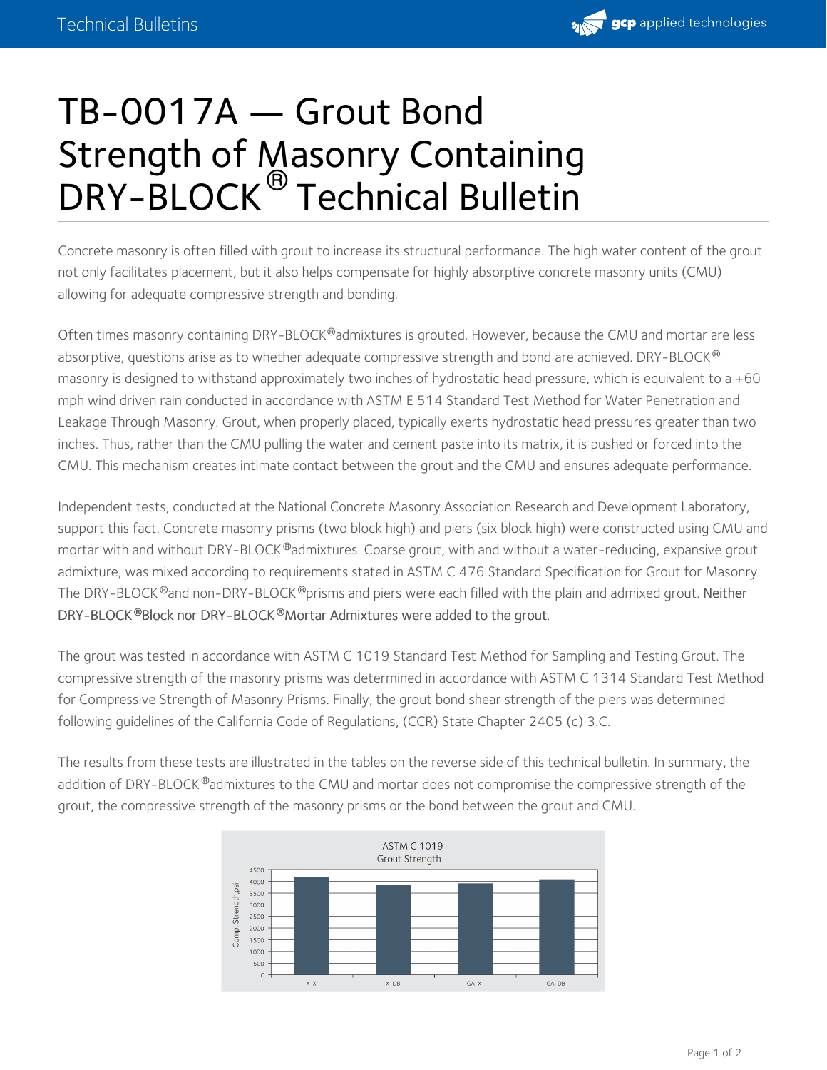# TB-0017A — Grout Bond Strength of Masonry Containing DRY-BLOCK® Technical Bulletin

Concrete masonry is often filled with grout to increase its structural performance. The high water content of the grout not only facilitates placement, but it also helps compensate for highly absorptive concrete masonry units (CMU) allowing for adequate compressive strength and bonding.

Often times masonry containing DRY-BLOCK® admixtures is grouted. However, because the CMU and mortar are less absorptive, questions arise as to whether adequate compressive strength and bond are achieved. DRY-BLOCK® masonry is designed to withstand approximately two inches of hydrostatic head pressure, which is equivalent to a +60 mph wind driven rain conducted in accordance with ASTM E 514 Standard Test Method for Water Penetration and Leakage Through Masonry. Grout, when properly placed, typically exerts hydrostatic head pressures greater than two inches. Thus, rather than the CMU pulling the water and cement paste into its matrix, it is pushed or forced into the CMU. This mechanism creates intimate contact between the grout and the CMU and ensures adequate performance.

Independent tests, conducted at the National Concrete Masonry Association Research and Development Laboratory, support this fact. Concrete masonry prisms (two block high) and piers (six block high) were constructed using CMU and mortar with and without DRY-BLOCK® admixtures. Coarse grout, with and without a water-reducing, expansive grout admixture, was mixed according to requirements stated in ASTM C 476 Standard Specification for Grout for Masonry. The DRY-BLOCK® and non-DRY-BLOCK® prisms and piers were each filled with the plain and admixed grout. Neither DRY-BLOCK® Block nor DRY-BLOCK® Mortar Admixtures were added to the grout.

The grout was tested in accordance with ASTM C 1019 Standard Test Method for Sampling and Testing Grout. The compressive strength of the masonry prisms was determined in accordance with ASTM C 1314 Standard Test Method for Compressive Strength of Masonry Prisms. Finally, the grout bond shear strength of the piers was determined following guidelines of the California Code of Regulations, (CCR) State Chapter 2405 (c) 3.C.

The results from these tests are illustrated in the tables on the reverse side of this technical bulletin. In summary, the addition of DRY-BLOCK® admixtures to the CMU and mortar does not compromise the compressive strength of the grout, the compressive strength of the masonry prisms or the bond between the grout and CMU.

ASTM C 1019 Grout Strength

| Specimen | Comp. Strength, psi (approx.) |
|---|---|
| X-X | ~4150 |
| X-DB | ~3800 |
| GA-X | ~3900 |
| GA-DB | ~4050 |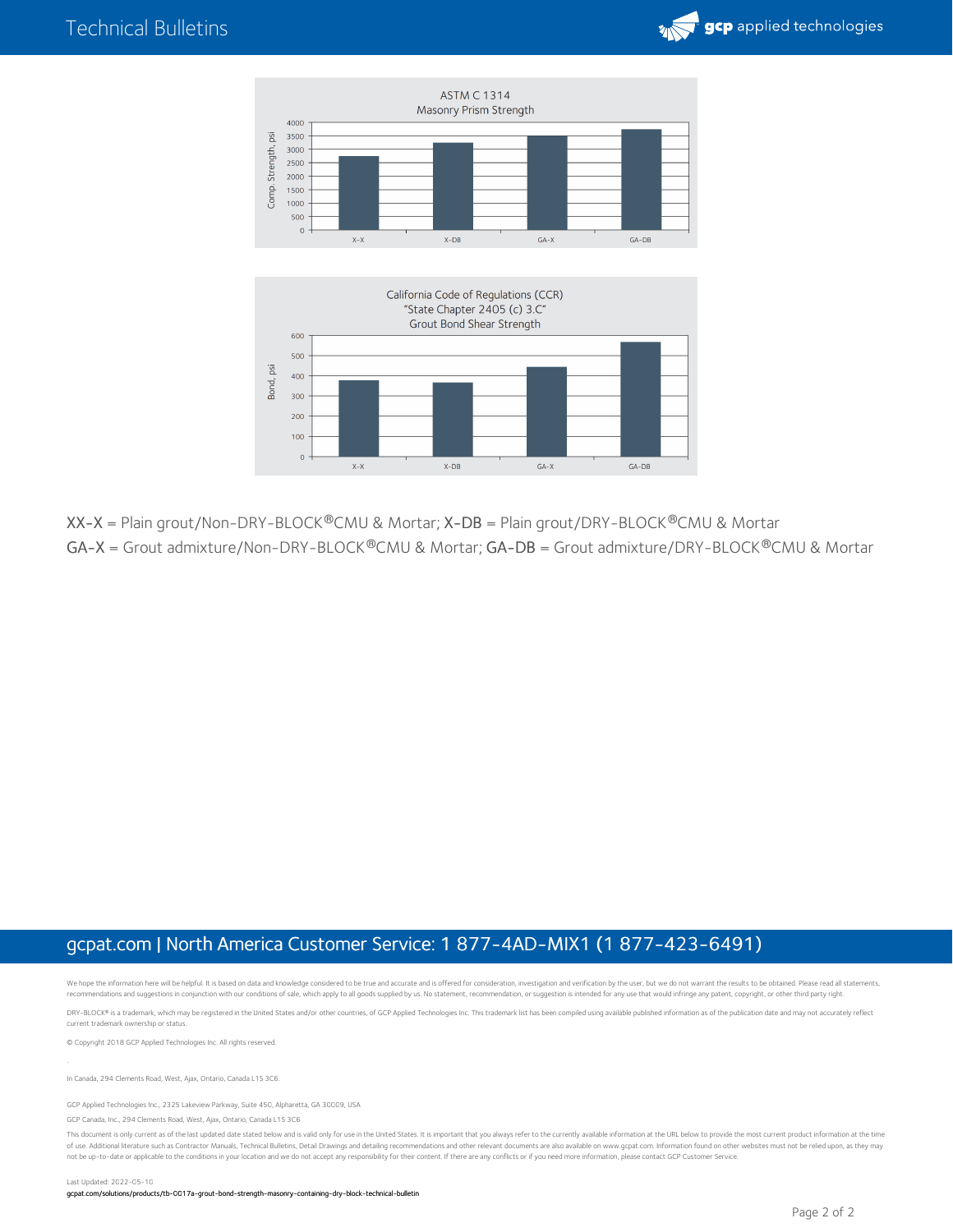ASTM C 1314
Masonry Prism Strength

Comp. Strength, psi

4000
3500
3000
2500
2000
1500
1000
500
0

X-X
X-DB
GA-X
GA-DB

California Code of Regulations (CCR)
"State Chapter 2405 (c) 3.C"
Grout Bond Shear Strength

Bond, psi

600
500
400
300
200
100
0

X-X
X-DB
GA-X
GA-DB

XX-X = Plain grout/Non-DRY-BLOCK®CMU & Mortar; X-DB = Plain grout/DRY-BLOCK®CMU & Mortar
GA-X = Grout admixture/Non-DRY-BLOCK®CMU & Mortar; GA-DB = Grout admixture/DRY-BLOCK®CMU & Mortar

gcpat.com | North America Customer Service: 1 877-4AD-MIX1 (1 877-423-6491)

We hope the information here will be helpful. It is based on data and knowledge considered to be true and accurate and is offered for consideration, investigation and verification by the user, but we do not warrant the results to be obtained. Please read all statements, recommendations and suggestions in conjunction with our conditions of sale, which apply to all goods supplied by us. No statement, recommendation, or suggestion is intended for any use that would infringe any patent, copyright, or other third party right.

DRY-BLOCK® is a trademark, which may be registered in the United States and/or other countries, of GCP Applied Technologies Inc. This trademark list has been compiled using available published information as of the publication date and may not accurately reflect current trademark ownership or status.

© Copyright 2018 GCP Applied Technologies Inc. All rights reserved.

In Canada, 294 Clements Road, West, Ajax, Ontario, Canada L1S 3C6.

GCP Applied Technologies Inc., 2325 Lakeview Parkway, Suite 450, Alpharetta, GA 30009, USA

GCP Canada, Inc., 294 Clements Road, West, Ajax, Ontario, Canada L1S 3C6

This document is only current as of the last updated date stated below and is valid only for use in the United States. It is important that you always refer to the currently available information at the URL below to provide the most current product information at the time of use. Additional literature such as Contractor Manuals, Technical Bulletins, Detail Drawings and detailing recommendations and other relevant documents are also available on www.gcpat.com. Information found on other websites must not be relied upon, as they may not be up-to-date or applicable to the conditions in your location and we do not accept any responsibility for their content. If there are any conflicts or if you need more information, please contact GCP Customer Service.

Last Updated: 2022-05-10

gcpat.com/solutions/products/tb-0017a-grout-bond-strength-masonry-containing-dry-block-technical-bulletin